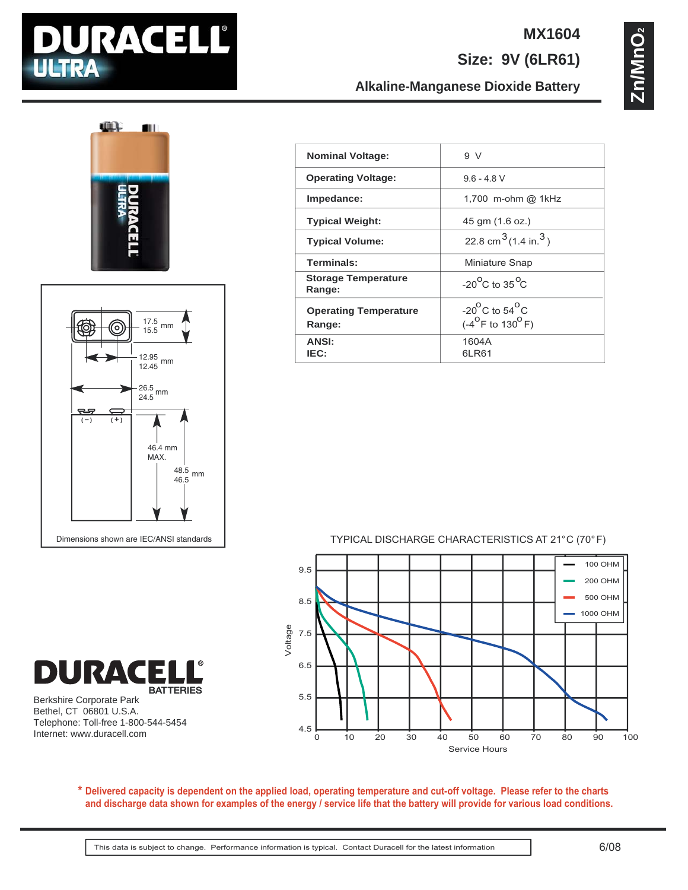# DURACELL ULTRA

## MX1604

## Size: 9V (6LR61)

### Alkaline-Manganese Dioxide Battery

$Zn/MnO_2$

| Nominal Voltage: | 9 V |
|---|---|
| Operating Voltage: | 9.6 - 4.8 V |
| Impedance: | 1,700 m-ohm @ 1kHz |
| Typical Weight: | 45 gm (1.6 oz.) |
| Typical Volume: | 22.8 $cm^3$ (1.4 $in.^3$) |
| Terminals: | Miniature Snap |
| Storage Temperature Range: | -20°C to 35°C |
| Operating Temperature Range: | -20°C to 54°C (-4°F to 130°F) |
| ANSI: / IEC: | 1604A / 6LR61 |

Dimensions: 17.5 / 15.5 mm; 12.95 / 12.45 mm; 26.5 / 24.5 mm; 46.4 mm MAX.; 48.5 / 46.5 mm; (−) (+)

Dimensions shown are IEC/ANSI standards

TYPICAL DISCHARGE CHARACTERISTICS AT 21°C (70°F)

Voltage vs. Service Hours — 100 OHM, 200 OHM, 500 OHM, 1000 OHM

**DURACELL BATTERIES**

Berkshire Corporate Park
Bethel, CT 06801 U.S.A.
Telephone: Toll-free 1-800-544-5454
Internet: www.duracell.com

**\* Delivered capacity is dependent on the applied load, operating temperature and cut-off voltage. Please refer to the charts and discharge data shown for examples of the energy / service life that the battery will provide for various load conditions.**

This data is subject to change. Performance information is typical. Contact Duracell for the latest information

6/08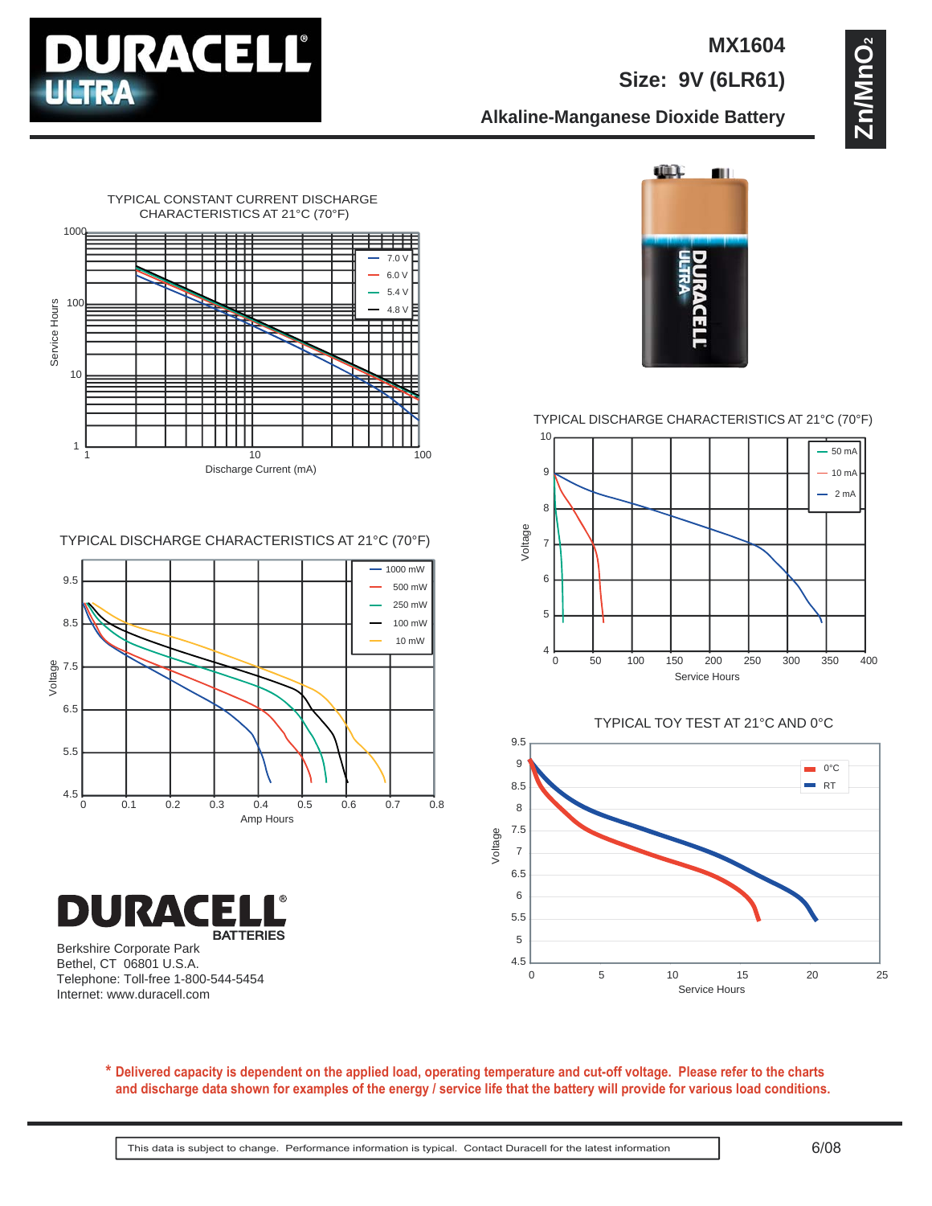**MX1604**

**Size: 9V (6LR61)**

**Alkaline-Manganese Dioxide Battery**

**Zn/MnO$_2$**

TYPICAL CONSTANT CURRENT DISCHARGE CHARACTERISTICS AT 21°C (70°F)

1000
100
10
1
Service Hours
1
10
100
Discharge Current (mA)
7.0 V
6.0 V
5.4 V
4.8 V

TYPICAL DISCHARGE CHARACTERISTICS AT 21°C (70°F)

10
9
8
7
6
5
4
Voltage
0
50
100
150
200
250
300
350
400
Service Hours
50 mA
10 mA
2 mA

TYPICAL DISCHARGE CHARACTERISTICS AT 21°C (70°F)

9.5
8.5
7.5
6.5
5.5
4.5
Voltage
0
0.1
0.2
0.3
0.4
0.5
0.6
0.7
0.8
Amp Hours
1000 mW
500 mW
250 mW
100 mW
10 mW

TYPICAL TOY TEST AT 21°C AND 0°C

9.5
9
8.5
8
7.5
7
6.5
6
5.5
5
4.5
Voltage
0
5
10
15
20
25
Service Hours
0°C
RT

DURACELL® BATTERIES

Berkshire Corporate Park
Bethel, CT 06801 U.S.A.
Telephone: Toll-free 1-800-544-5454
Internet: www.duracell.com

**\* Delivered capacity is dependent on the applied load, operating temperature and cut-off voltage. Please refer to the charts and discharge data shown for examples of the energy / service life that the battery will provide for various load conditions.**

This data is subject to change. Performance information is typical. Contact Duracell for the latest information

6/08